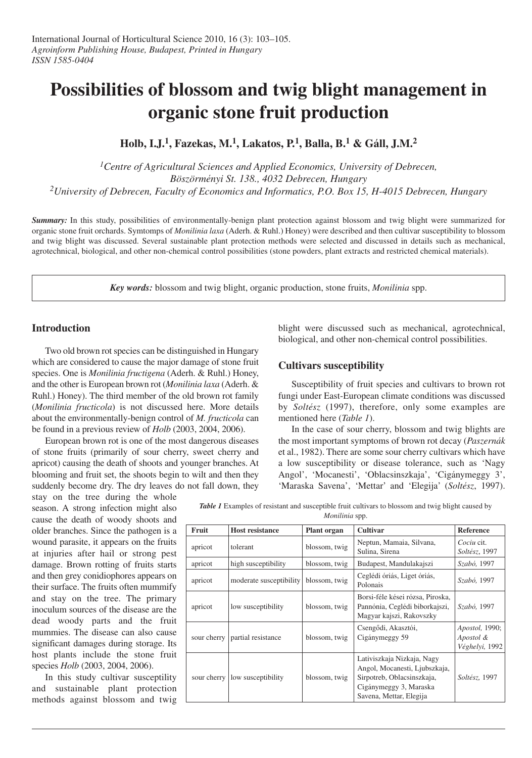# Possibilities of blossom and twig blight management in organic stone fruit production

**Holb, I.J.[1], Fazekas, M.[1], Lakatos, P.[1], Balla, B.[1] & Gáll, J.M.[2]**

*[1]Centre of Agricultural Sciences and Applied Economics, University of Debrecen, Böszörményi St. 138., 4032 Debrecen, Hungary*
*[2]University of Debrecen, Faculty of Economics and Informatics, P.O. Box 15, H-4015 Debrecen, Hungary*

***Summary:*** In this study, possibilities of environmentally-benign plant protection against blossom and twig blight were summarized for organic stone fruit orchards. Symtomps of *Monilinia laxa* (Aderh. & Ruhl.) Honey) were described and then cultivar susceptibility to blossom and twig blight was discussed. Several sustainable plant protection methods were selected and discussed in details such as mechanical, agrotechnical, biological, and other non-chemical control possibilities (stone powders, plant extracts and restricted chemical materials).

***Key words:*** blossom and twig blight, organic production, stone fruits, *Monilinia* spp.

## Introduction

Two old brown rot species can be distinguished in Hungary which are considered to cause the major damage of stone fruit species. One is *Monilinia fructigena* (Aderh. & Ruhl.) Honey, and the other is European brown rot (*Monilinia laxa* (Aderh. & Ruhl.) Honey). The third member of the old brown rot family (*Monilinia fructicola*) is not discussed here. More details about the environmentally-benign control of *M. fructicola* can be found in a previous review of *Holb* (2003, 2004, 2006).

European brown rot is one of the most dangerous diseases of stone fruits (primarily of sour cherry, sweet cherry and apricot) causing the death of shoots and younger branches. At blooming and fruit set, the shoots begin to wilt and then they suddenly become dry. The dry leaves do not fall down, they stay on the tree during the whole season. A strong infection might also cause the death of woody shoots and older branches. Since the pathogen is a wound parasite, it appears on the fruits at injuries after hail or strong pest damage. Brown rotting of fruits starts and then grey conidiophores appears on their surface. The fruits often mummify and stay on the tree. The primary inoculum sources of the disease are the dead woody parts and the fruit mummies. The disease can also cause significant damages during storage. Its host plants include the stone fruit species *Holb* (2003, 2004, 2006).

In this study cultivar susceptility and sustainable plant protection methods against blossom and twig blight were discussed such as mechanical, agrotechnical, biological, and other non-chemical control possibilities.

## Cultivars susceptibility

Susceptibility of fruit species and cultivars to brown rot fungi under East-European climate conditions was discussed by *Soltész* (1997), therefore, only some examples are mentioned here (*Table 1*).

In the case of sour cherry, blossom and twig blights are the most important symptoms of brown rot decay (*Paszernák* et al., 1982). There are some sour cherry cultivars which have a low susceptibility or disease tolerance, such as 'Nagy Angol', 'Mocanesti', 'Oblacsinszkaja', 'Cigánymeggy 3', 'Maraska Savena', 'Mettar' and 'Elegija' (*Soltész*, 1997).

***Table 1*** Examples of resistant and susceptible fruit cultivars to blossom and twig blight caused by *Monilinia* spp.

| Fruit | Host resistance | Plant organ | Cultivar | Reference |
|---|---|---|---|---|
| apricot | tolerant | blossom, twig | Neptun, Mamaia, Silvana, Sulina, Sirena | *Cociu* cit. *Soltész*, 1997 |
| apricot | high susceptibility | blossom, twig | Budapest, Mandulakajszi | *Szabó,* 1997 |
| apricot | moderate susceptibility | blossom, twig | Ceglédi óriás, Liget óriás, Polonais | *Szabó,* 1997 |
| apricot | low susceptibility | blossom, twig | Borsi-féle kései rózsa, Piroska, Pannónia, Ceglédi biborkajszi, Magyar kajszi, Rakovszky | *Szabó,* 1997 |
| sour cherry | partial resistance | blossom, twig | Csengődi, Akasztói, Cigánymeggy 59 | *Apostol,* 1990; *Apostol & Véghelyi,* 1992 |
| sour cherry | low susceptibility | blossom, twig | Lativiszkaja Nizkaja, Nagy Angol, Mocanesti, Ljubszkaja, Sirpotreb, Oblacsinszkaja, Cigánymeggy 3, Maraska Savena, Mettar, Elegija | *Soltész,* 1997 |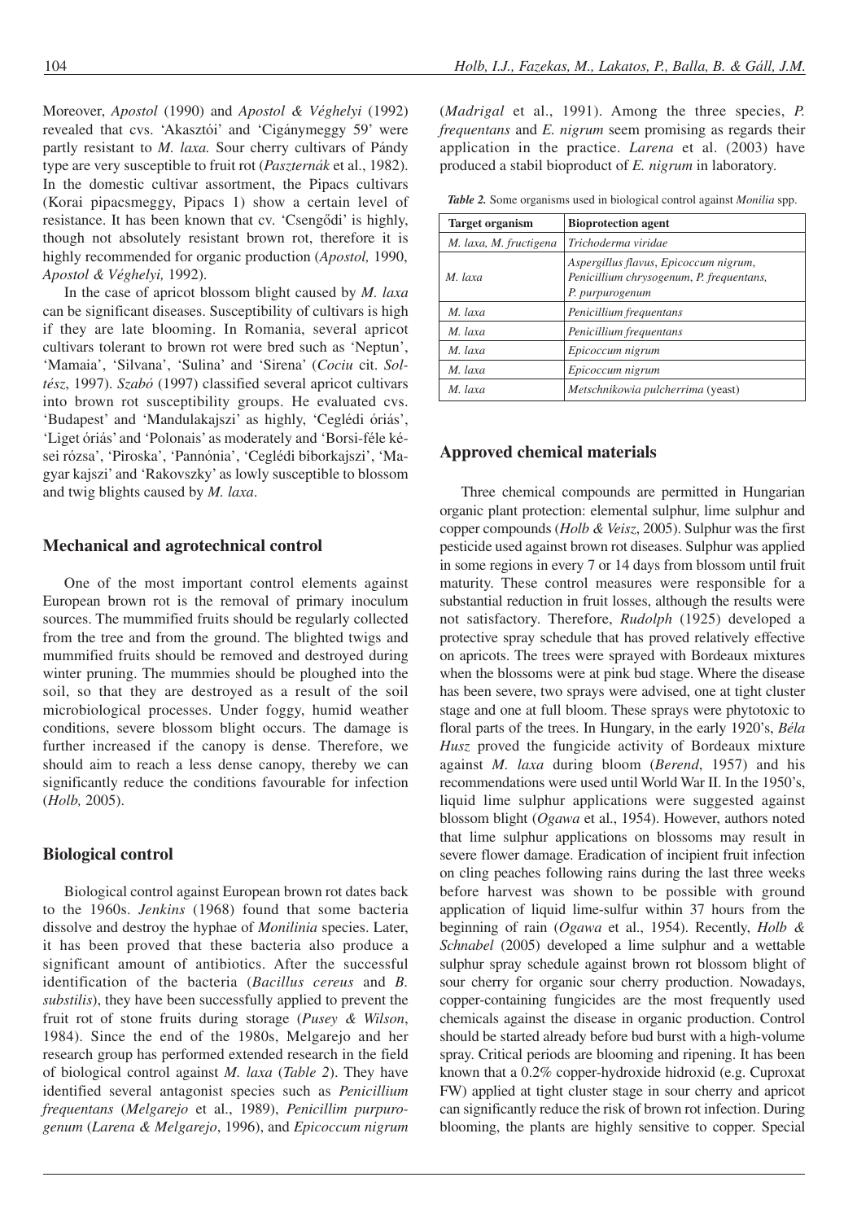Moreover, *Apostol* (1990) and *Apostol & Véghelyi* (1992) revealed that cvs. 'Akasztói' and 'Cigánymeggy 59' were partly resistant to *M. laxa.* Sour cherry cultivars of Pándy type are very susceptible to fruit rot (*Paszternák* et al., 1982). In the domestic cultivar assortment, the Pipacs cultivars (Korai pipacsmeggy, Pipacs 1) show a certain level of resistance. It has been known that cv. 'Csengődi' is highly, though not absolutely resistant brown rot, therefore it is highly recommended for organic production (*Apostol,* 1990, *Apostol & Véghelyi,* 1992).

In the case of apricot blossom blight caused by *M. laxa* can be significant diseases. Susceptibility of cultivars is high if they are late blooming. In Romania, several apricot cultivars tolerant to brown rot were bred such as 'Neptun', 'Mamaia', 'Silvana', 'Sulina' and 'Sirena' (*Cociu* cit. *Soltész*, 1997). *Szabó* (1997) classified several apricot cultivars into brown rot susceptibility groups. He evaluated cvs. 'Budapest' and 'Mandulakajszi' as highly, 'Ceglédi óriás', 'Liget óriás' and 'Polonais' as moderately and 'Borsi-féle kései rózsa', 'Piroska', 'Pannónia', 'Ceglédi bíborkajszi', 'Magyar kajszi' and 'Rakovszky' as lowly susceptible to blossom and twig blights caused by *M. laxa*.

## Mechanical and agrotechnical control

One of the most important control elements against European brown rot is the removal of primary inoculum sources. The mummified fruits should be regularly collected from the tree and from the ground. The blighted twigs and mummified fruits should be removed and destroyed during winter pruning. The mummies should be ploughed into the soil, so that they are destroyed as a result of the soil microbiological processes. Under foggy, humid weather conditions, severe blossom blight occurs. The damage is further increased if the canopy is dense. Therefore, we should aim to reach a less dense canopy, thereby we can significantly reduce the conditions favourable for infection (*Holb,* 2005).

## Biological control

Biological control against European brown rot dates back to the 1960s. *Jenkins* (1968) found that some bacteria dissolve and destroy the hyphae of *Monilinia* species. Later, it has been proved that these bacteria also produce a significant amount of antibiotics. After the successful identification of the bacteria (*Bacillus cereus* and *B. substilis*), they have been successfully applied to prevent the fruit rot of stone fruits during storage (*Pusey & Wilson*, 1984). Since the end of the 1980s, Melgarejo and her research group has performed extended research in the field of biological control against *M. laxa* (*Table 2*). They have identified several antagonist species such as *Penicillium frequentans* (*Melgarejo* et al., 1989), *Penicillim purpurogenum* (*Larena & Melgarejo*, 1996), and *Epicoccum nigrum* (*Madrigal* et al., 1991). Among the three species, *P. frequentans* and *E. nigrum* seem promising as regards their application in the practice. *Larena* et al. (2003) have produced a stabil bioproduct of *E. nigrum* in laboratory.

***Table 2.*** Some organisms used in biological control against *Monilia* spp.

| Target organism | Bioprotection agent |
|---|---|
| *M. laxa, M. fructigena* | *Trichoderma viridae* |
| *M. laxa* | *Aspergillus flavus, Epicoccum nigrum, Penicillium chrysogenum, P. frequentans, P. purpurogenum* |
| *M. laxa* | *Penicillium frequentans* |
| *M. laxa* | *Penicillium frequentans* |
| *M. laxa* | *Epicoccum nigrum* |
| *M. laxa* | *Epicoccum nigrum* |
| *M. laxa* | *Metschnikowia pulcherrima* (yeast) |

## Approved chemical materials

Three chemical compounds are permitted in Hungarian organic plant protection: elemental sulphur, lime sulphur and copper compounds (*Holb & Veisz*, 2005). Sulphur was the first pesticide used against brown rot diseases. Sulphur was applied in some regions in every 7 or 14 days from blossom until fruit maturity. These control measures were responsible for a substantial reduction in fruit losses, although the results were not satisfactory. Therefore, *Rudolph* (1925) developed a protective spray schedule that has proved relatively effective on apricots. The trees were sprayed with Bordeaux mixtures when the blossoms were at pink bud stage. Where the disease has been severe, two sprays were advised, one at tight cluster stage and one at full bloom. These sprays were phytotoxic to floral parts of the trees. In Hungary, in the early 1920's, *Béla Husz* proved the fungicide activity of Bordeaux mixture against *M. laxa* during bloom (*Berend*, 1957) and his recommendations were used until World War II. In the 1950's, liquid lime sulphur applications were suggested against blossom blight (*Ogawa* et al., 1954). However, authors noted that lime sulphur applications on blossoms may result in severe flower damage. Eradication of incipient fruit infection on cling peaches following rains during the last three weeks before harvest was shown to be possible with ground application of liquid lime-sulfur within 37 hours from the beginning of rain (*Ogawa* et al., 1954). Recently, *Holb & Schnabel* (2005) developed a lime sulphur and a wettable sulphur spray schedule against brown rot blossom blight of sour cherry for organic sour cherry production. Nowadays, copper-containing fungicides are the most frequently used chemicals against the disease in organic production. Control should be started already before bud burst with a high-volume spray. Critical periods are blooming and ripening. It has been known that a 0.2% copper-hydroxide hidroxid (e.g. Cuproxat FW) applied at tight cluster stage in sour cherry and apricot can significantly reduce the risk of brown rot infection. During blooming, the plants are highly sensitive to copper. Special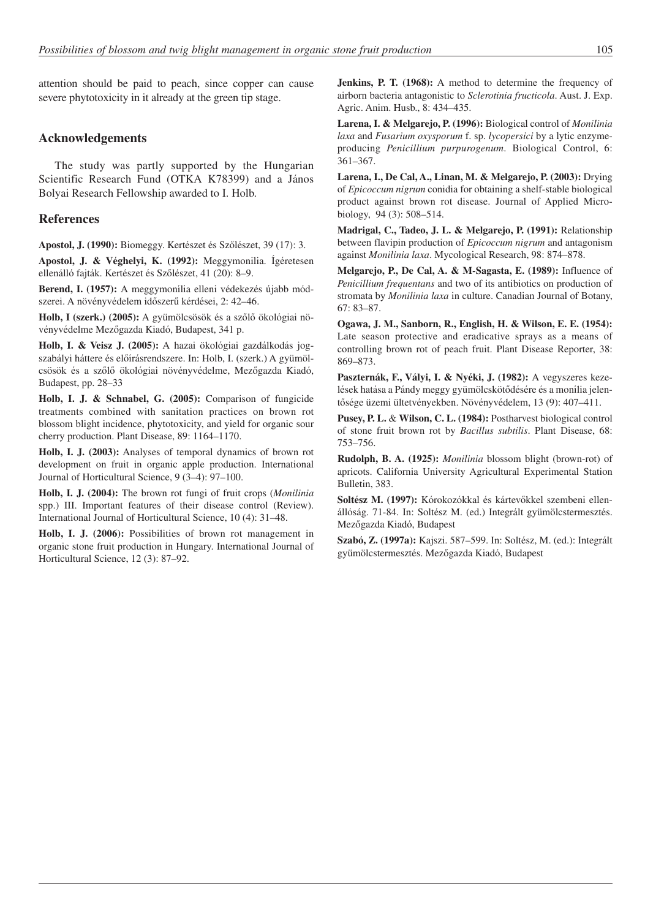attention should be paid to peach, since copper can cause severe phytotoxicity in it already at the green tip stage.

## Acknowledgements

The study was partly supported by the Hungarian Scientific Research Fund (OTKA K78399) and a János Bolyai Research Fellowship awarded to I. Holb.

## References

**Apostol, J. (1990):** Biomeggy. Kertészet és Szőlészet, 39 (17): 3.

**Apostol, J. & Véghelyi, K. (1992):** Meggymonilia. Ígéretesen ellenálló fajták. Kertészet és Szőlészet, 41 (20): 8–9.

**Berend, I. (1957):** A meggymonília elleni védekezés újabb módszerei. A növényvédelem időszerű kérdései, 2: 42–46.

**Holb, I (szerk.) (2005):** A gyümölcsösök és a szőlő ökológiai növényvédelme Mezőgazda Kiadó, Budapest, 341 p.

**Holb, I. & Veisz J. (2005):** A hazai ökológiai gazdálkodás jogszabályi háttere és előírásrendszere. In: Holb, I. (szerk.) A gyümölcsösök és a szőlő ökológiai növényvédelme, Mezőgazda Kiadó, Budapest, pp. 28–33

**Holb, I. J. & Schnabel, G. (2005):** Comparison of fungicide treatments combined with sanitation practices on brown rot blossom blight incidence, phytotoxicity, and yield for organic sour cherry production. Plant Disease, 89: 1164–1170.

**Holb, I. J. (2003):** Analyses of temporal dynamics of brown rot development on fruit in organic apple production. International Journal of Horticultural Science, 9 (3–4): 97–100.

**Holb, I. J. (2004):** The brown rot fungi of fruit crops (*Monilinia* spp.) III. Important features of their disease control (Review). International Journal of Horticultural Science, 10 (4): 31–48.

**Holb, I. J. (2006):** Possibilities of brown rot management in organic stone fruit production in Hungary. International Journal of Horticultural Science, 12 (3): 87–92.

**Jenkins, P. T. (1968):** A method to determine the frequency of airborn bacteria antagonistic to *Sclerotinia fructicola*. Aust. J. Exp. Agric. Anim. Husb., 8: 434–435.

**Larena, I. & Melgarejo, P. (1996):** Biological control of *Monilinia laxa* and *Fusarium oxysporum* f. sp. *lycopersici* by a lytic enzyme-producing *Penicillium purpurogenum*. Biological Control, 6: 361–367.

**Larena, I., De Cal, A., Linan, M. & Melgarejo, P. (2003):** Drying of *Epicoccum nigrum* conidia for obtaining a shelf-stable biological product against brown rot disease. Journal of Applied Microbiology, 94 (3): 508–514.

**Madrigal, C., Tadeo, J. L. & Melgarejo, P. (1991):** Relationship between flavipin production of *Epicoccum nigrum* and antagonism against *Monilinia laxa*. Mycological Research, 98: 874–878.

**Melgarejo, P., De Cal, A. & M-Sagasta, E. (1989):** Influence of *Penicillium frequentans* and two of its antibiotics on production of stromata by *Monilinia laxa* in culture. Canadian Journal of Botany, 67: 83–87.

**Ogawa, J. M., Sanborn, R., English, H. & Wilson, E. E. (1954):** Late season protective and eradicative sprays as a means of controlling brown rot of peach fruit. Plant Disease Reporter, 38: 869–873.

**Paszternák, F., Vályi, I. & Nyéki, J. (1982):** A vegyszeres kezelések hatása a Pándy meggy gyümölcskötődésére és a monilia jelentősége üzemi ültetvényekben. Növényvédelem, 13 (9): 407–411.

**Pusey, P. L.** & **Wilson, C. L. (1984):** Postharvest biological control of stone fruit brown rot by *Bacillus subtilis*. Plant Disease, 68: 753–756.

**Rudolph, B. A. (1925):** *Monilinia* blossom blight (brown-rot) of apricots. California University Agricultural Experimental Station Bulletin, 383.

**Soltész M. (1997):** Kórokozókkal és kártevőkkel szembeni ellenállóság. 71-84. In: Soltész M. (ed.) Integrált gyümölcstermesztés. Mezőgazda Kiadó, Budapest

**Szabó, Z. (1997a):** Kajszi. 587–599. In: Soltész, M. (ed.): Integrált gyümölcstermesztés. Mezőgazda Kiadó, Budapest